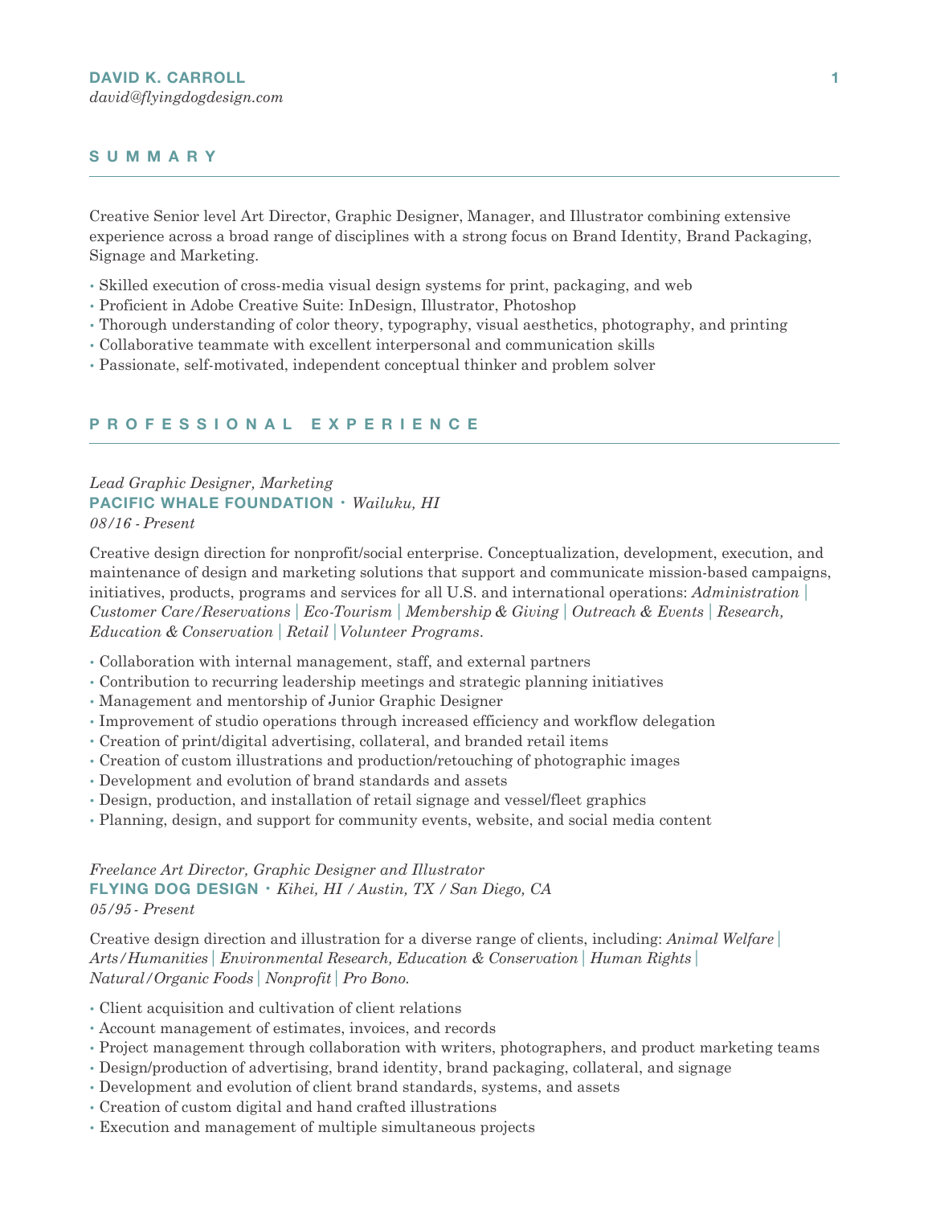# DAVID K. CARROLL

*david@flyingdogdesign.com*

## SUMMARY

Creative Senior level Art Director, Graphic Designer, Manager, and Illustrator combining extensive experience across a broad range of disciplines with a strong focus on Brand Identity, Brand Packaging, Signage and Marketing.

- Skilled execution of cross-media visual design systems for print, packaging, and web
- Proficient in Adobe Creative Suite: InDesign, Illustrator, Photoshop
- Thorough understanding of color theory, typography, visual aesthetics, photography, and printing
- Collaborative teammate with excellent interpersonal and communication skills
- Passionate, self-motivated, independent conceptual thinker and problem solver

## PROFESSIONAL EXPERIENCE

*Lead Graphic Designer, Marketing*
**PACIFIC WHALE FOUNDATION** • *Wailuku, HI*
*08/16 - Present*

Creative design direction for nonprofit/social enterprise. Conceptualization, development, execution, and maintenance of design and marketing solutions that support and communicate mission-based campaigns, initiatives, products, programs and services for all U.S. and international operations: *Administration* | *Customer Care/Reservations* | *Eco-Tourism* | *Membership & Giving* | *Outreach & Events* | *Research, Education & Conservation* | *Retail* | *Volunteer Programs*.

- Collaboration with internal management, staff, and external partners
- Contribution to recurring leadership meetings and strategic planning initiatives
- Management and mentorship of Junior Graphic Designer
- Improvement of studio operations through increased efficiency and workflow delegation
- Creation of print/digital advertising, collateral, and branded retail items
- Creation of custom illustrations and production/retouching of photographic images
- Development and evolution of brand standards and assets
- Design, production, and installation of retail signage and vessel/fleet graphics
- Planning, design, and support for community events, website, and social media content

*Freelance Art Director, Graphic Designer and Illustrator*
**FLYING DOG DESIGN** • *Kihei, HI / Austin, TX / San Diego, CA*
*05/95 - Present*

Creative design direction and illustration for a diverse range of clients, including: *Animal Welfare* | *Arts/Humanities* | *Environmental Research, Education & Conservation* | *Human Rights* | *Natural/Organic Foods* | *Nonprofit* | *Pro Bono.*

- Client acquisition and cultivation of client relations
- Account management of estimates, invoices, and records
- Project management through collaboration with writers, photographers, and product marketing teams
- Design/production of advertising, brand identity, brand packaging, collateral, and signage
- Development and evolution of client brand standards, systems, and assets
- Creation of custom digital and hand crafted illustrations
- Execution and management of multiple simultaneous projects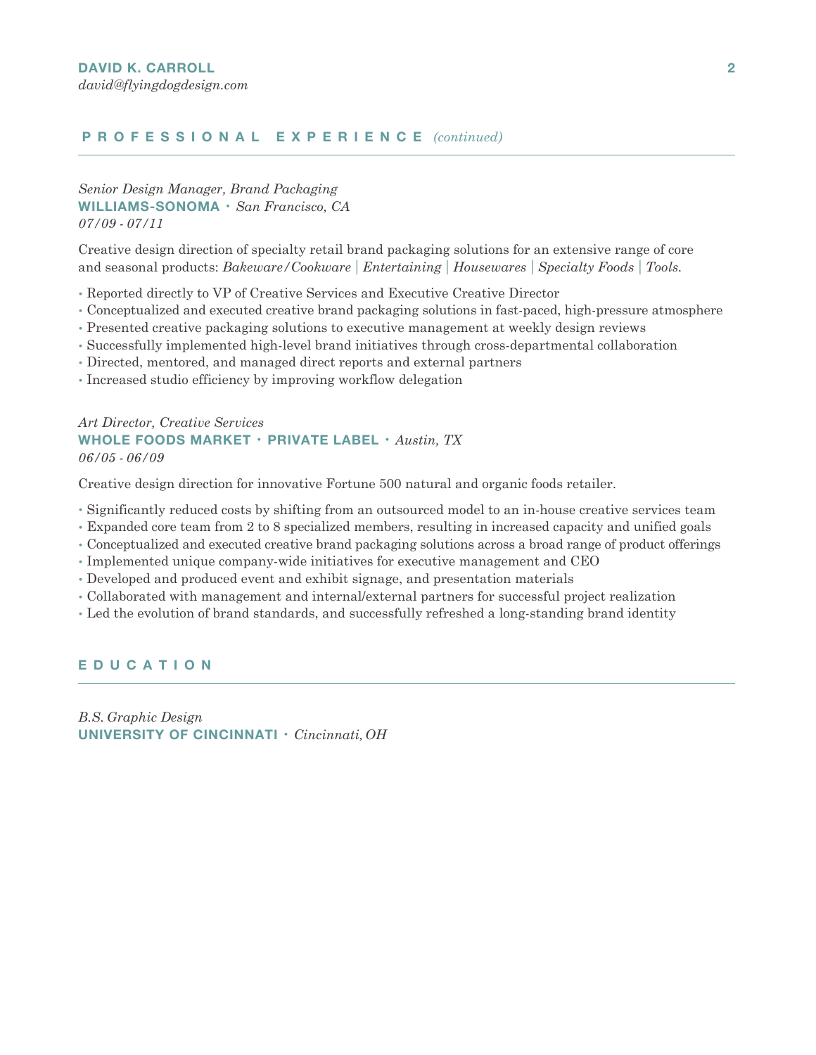## PROFESSIONAL EXPERIENCE *(continued)*

*Senior Design Manager, Brand Packaging*
**WILLIAMS-SONOMA** • *San Francisco, CA*
*07/09 - 07/11*

Creative design direction of specialty retail brand packaging solutions for an extensive range of core and seasonal products: *Bakeware/Cookware* | *Entertaining* | *Housewares* | *Specialty Foods* | *Tools.*

- Reported directly to VP of Creative Services and Executive Creative Director
- Conceptualized and executed creative brand packaging solutions in fast-paced, high-pressure atmosphere
- Presented creative packaging solutions to executive management at weekly design reviews
- Successfully implemented high-level brand initiatives through cross-departmental collaboration
- Directed, mentored, and managed direct reports and external partners
- Increased studio efficiency by improving workflow delegation

*Art Director, Creative Services*
**WHOLE FOODS MARKET • PRIVATE LABEL** • *Austin, TX*
*06/05 - 06/09*

Creative design direction for innovative Fortune 500 natural and organic foods retailer.

- Significantly reduced costs by shifting from an outsourced model to an in-house creative services team
- Expanded core team from 2 to 8 specialized members, resulting in increased capacity and unified goals
- Conceptualized and executed creative brand packaging solutions across a broad range of product offerings
- Implemented unique company-wide initiatives for executive management and CEO
- Developed and produced event and exhibit signage, and presentation materials
- Collaborated with management and internal/external partners for successful project realization
- Led the evolution of brand standards, and successfully refreshed a long-standing brand identity

## EDUCATION

*B.S. Graphic Design*
**UNIVERSITY OF CINCINNATI** • *Cincinnati, OH*